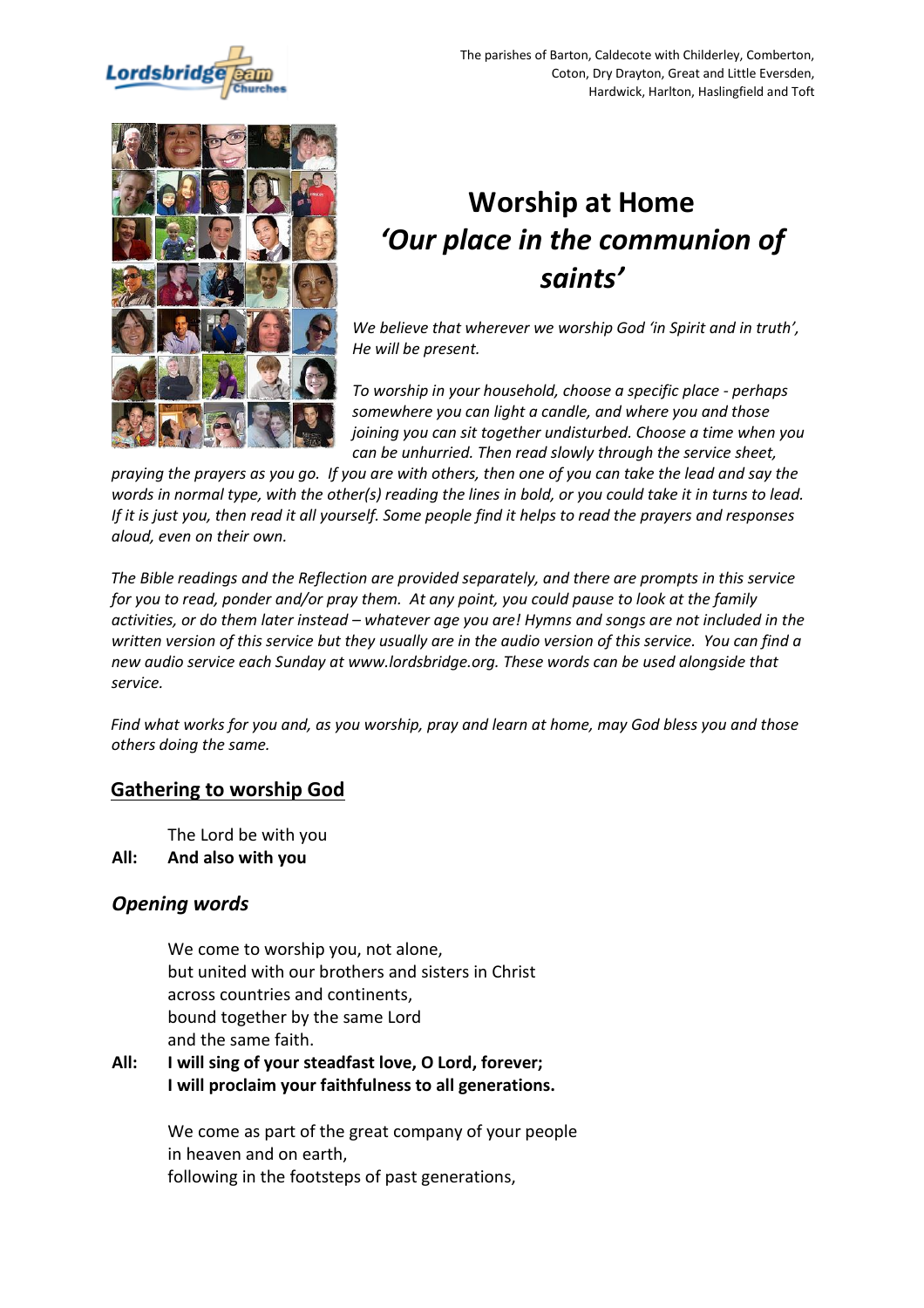The parishes of Barton, Caldecote with Childerley, Comberton, Coton, Dry Drayton, Great and Little Eversden, Hardwick, Harlton, Haslingfield and Toft

# Worship at Home
# *'Our place in the communion of saints'*

*We believe that wherever we worship God 'in Spirit and in truth', He will be present.*

*To worship in your household, choose a specific place - perhaps somewhere you can light a candle, and where you and those joining you can sit together undisturbed. Choose a time when you can be unhurried. Then read slowly through the service sheet, praying the prayers as you go. If you are with others, then one of you can take the lead and say the words in normal type, with the other(s) reading the lines in bold, or you could take it in turns to lead. If it is just you, then read it all yourself. Some people find it helps to read the prayers and responses aloud, even on their own.*

*The Bible readings and the Reflection are provided separately, and there are prompts in this service for you to read, ponder and/or pray them. At any point, you could pause to look at the family activities, or do them later instead – whatever age you are! Hymns and songs are not included in the written version of this service but they usually are in the audio version of this service. You can find a new audio service each Sunday at www.lordsbridge.org. These words can be used alongside that service.*

*Find what works for you and, as you worship, pray and learn at home, may God bless you and those others doing the same.*

## Gathering to worship God

The Lord be with you
**All: And also with you**

### *Opening words*

We come to worship you, not alone,
but united with our brothers and sisters in Christ
across countries and continents,
bound together by the same Lord
and the same faith.
**All: I will sing of your steadfast love, O Lord, forever;**
**I will proclaim your faithfulness to all generations.**

We come as part of the great company of your people
in heaven and on earth,
following in the footsteps of past generations,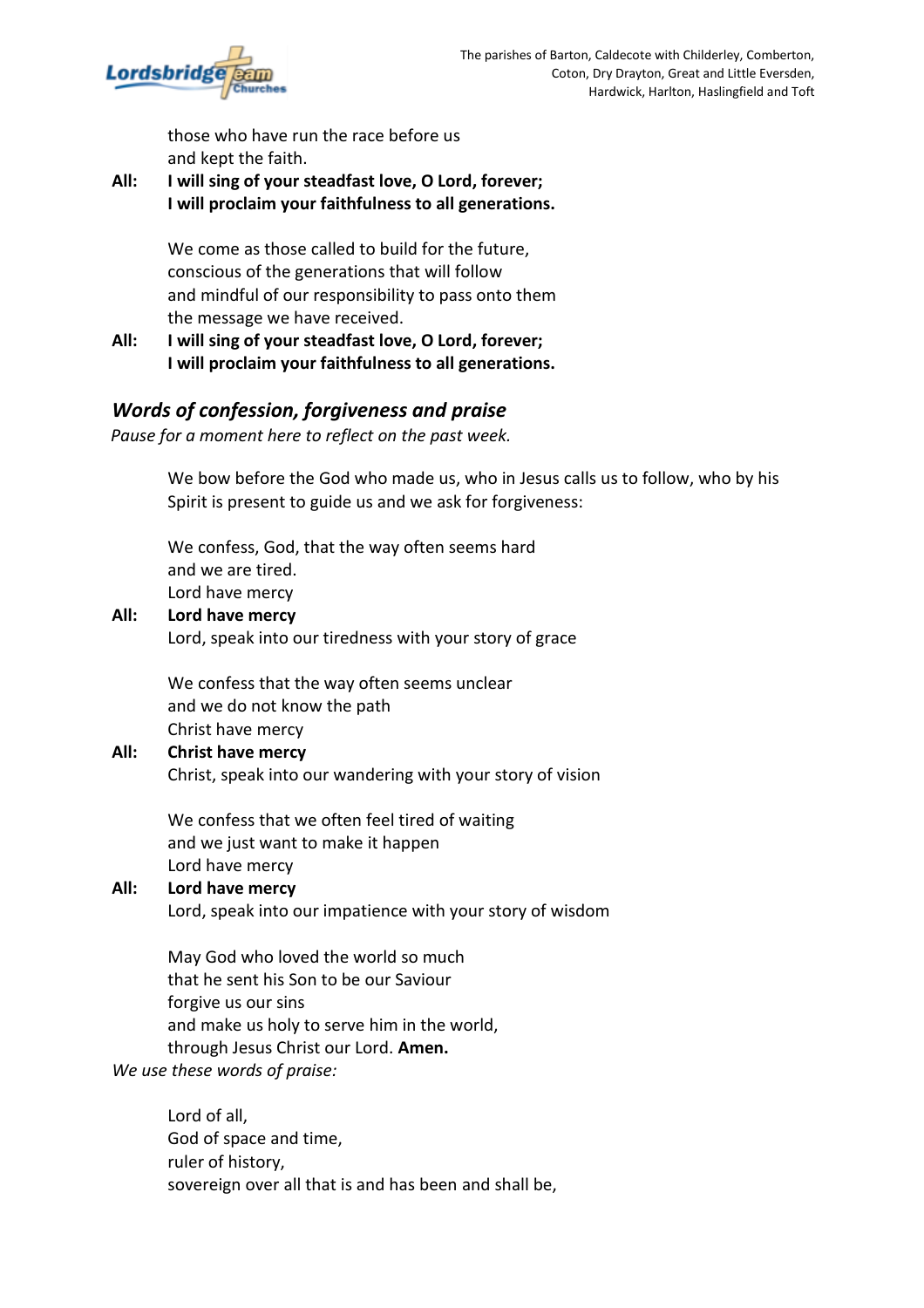those who have run the race before us
and kept the faith.

**All: I will sing of your steadfast love, O Lord, forever;**
**I will proclaim your faithfulness to all generations.**

We come as those called to build for the future,
conscious of the generations that will follow
and mindful of our responsibility to pass onto them
the message we have received.

**All: I will sing of your steadfast love, O Lord, forever;**
**I will proclaim your faithfulness to all generations.**

## *Words of confession, forgiveness and praise*

*Pause for a moment here to reflect on the past week.*

We bow before the God who made us, who in Jesus calls us to follow, who by his Spirit is present to guide us and we ask for forgiveness:

We confess, God, that the way often seems hard
and we are tired.
Lord have mercy

**All: Lord have mercy**
Lord, speak into our tiredness with your story of grace

We confess that the way often seems unclear
and we do not know the path
Christ have mercy

**All: Christ have mercy**
Christ, speak into our wandering with your story of vision

We confess that we often feel tired of waiting
and we just want to make it happen
Lord have mercy

**All: Lord have mercy**
Lord, speak into our impatience with your story of wisdom

May God who loved the world so much
that he sent his Son to be our Saviour
forgive us our sins
and make us holy to serve him in the world,
through Jesus Christ our Lord. **Amen.**

*We use these words of praise:*

Lord of all,
God of space and time,
ruler of history,
sovereign over all that is and has been and shall be,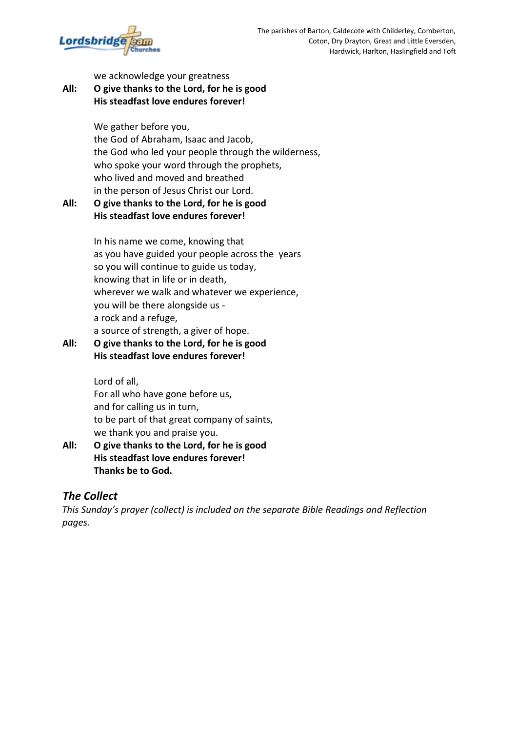we acknowledge your greatness

**All:** **O give thanks to the Lord, for he is good**
**His steadfast love endures forever!**

We gather before you,
the God of Abraham, Isaac and Jacob,
the God who led your people through the wilderness,
who spoke your word through the prophets,
who lived and moved and breathed
in the person of Jesus Christ our Lord.

**All:** **O give thanks to the Lord, for he is good**
**His steadfast love endures forever!**

In his name we come, knowing that
as you have guided your people across the years
so you will continue to guide us today,
knowing that in life or in death,
wherever we walk and whatever we experience,
you will be there alongside us -
a rock and a refuge,
a source of strength, a giver of hope.

**All:** **O give thanks to the Lord, for he is good**
**His steadfast love endures forever!**

Lord of all,
For all who have gone before us,
and for calling us in turn,
to be part of that great company of saints,
we thank you and praise you.

**All:** **O give thanks to the Lord, for he is good**
**His steadfast love endures forever!**
**Thanks be to God.**

## *The Collect*

*This Sunday's prayer (collect) is included on the separate Bible Readings and Reflection pages.*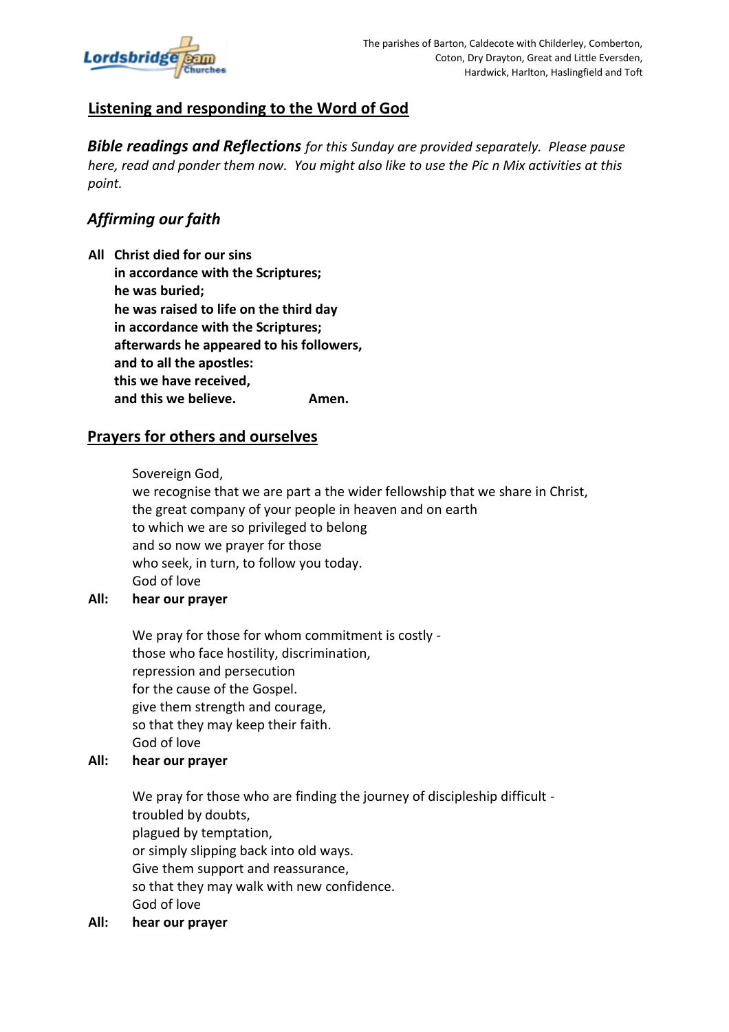## Listening and responding to the Word of God

***Bible readings and Reflections*** *for this Sunday are provided separately. Please pause here, read and ponder them now. You might also like to use the Pic n Mix activities at this point.*

### *Affirming our faith*

**All Christ died for our sins**
**in accordance with the Scriptures;**
**he was buried;**
**he was raised to life on the third day**
**in accordance with the Scriptures;**
**afterwards he appeared to his followers,**
**and to all the apostles:**
**this we have received,**
**and this we believe. Amen.**

## Prayers for others and ourselves

Sovereign God,
we recognise that we are part a the wider fellowship that we share in Christ,
the great company of your people in heaven and on earth
to which we are so privileged to belong
and so now we prayer for those
who seek, in turn, to follow you today.
God of love

**All: hear our prayer**

We pray for those for whom commitment is costly -
those who face hostility, discrimination,
repression and persecution
for the cause of the Gospel.
give them strength and courage,
so that they may keep their faith.
God of love

**All: hear our prayer**

We pray for those who are finding the journey of discipleship difficult -
troubled by doubts,
plagued by temptation,
or simply slipping back into old ways.
Give them support and reassurance,
so that they may walk with new confidence.
God of love

**All: hear our prayer**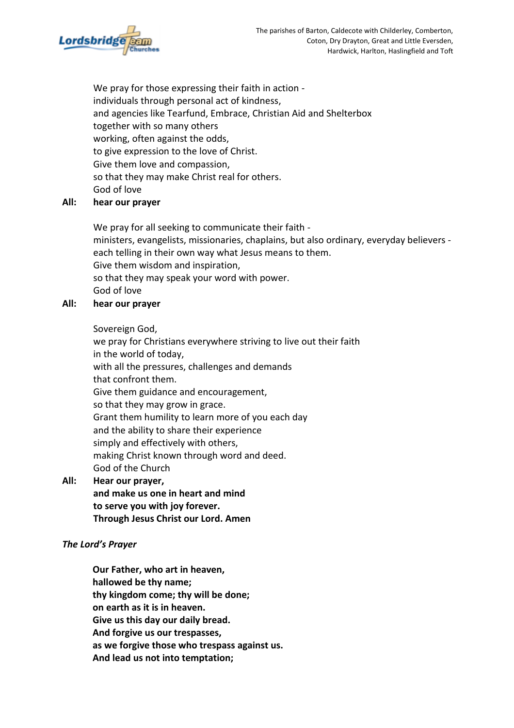We pray for those expressing their faith in action -
individuals through personal act of kindness,
and agencies like Tearfund, Embrace, Christian Aid and Shelterbox
together with so many others
working, often against the odds,
to give expression to the love of Christ.
Give them love and compassion,
so that they may make Christ real for others.
God of love

**All: hear our prayer**

We pray for all seeking to communicate their faith -
ministers, evangelists, missionaries, chaplains, but also ordinary, everyday believers -
each telling in their own way what Jesus means to them.
Give them wisdom and inspiration,
so that they may speak your word with power.
God of love

**All: hear our prayer**

Sovereign God,
we pray for Christians everywhere striving to live out their faith
in the world of today,
with all the pressures, challenges and demands
that confront them.
Give them guidance and encouragement,
so that they may grow in grace.
Grant them humility to learn more of you each day
and the ability to share their experience
simply and effectively with others,
making Christ known through word and deed.
God of the Church

**All: Hear our prayer,**
**and make us one in heart and mind**
**to serve you with joy forever.**
**Through Jesus Christ our Lord. Amen**

***The Lord's Prayer***

**Our Father, who art in heaven,**
**hallowed be thy name;**
**thy kingdom come; thy will be done;**
**on earth as it is in heaven.**
**Give us this day our daily bread.**
**And forgive us our trespasses,**
**as we forgive those who trespass against us.**
**And lead us not into temptation;**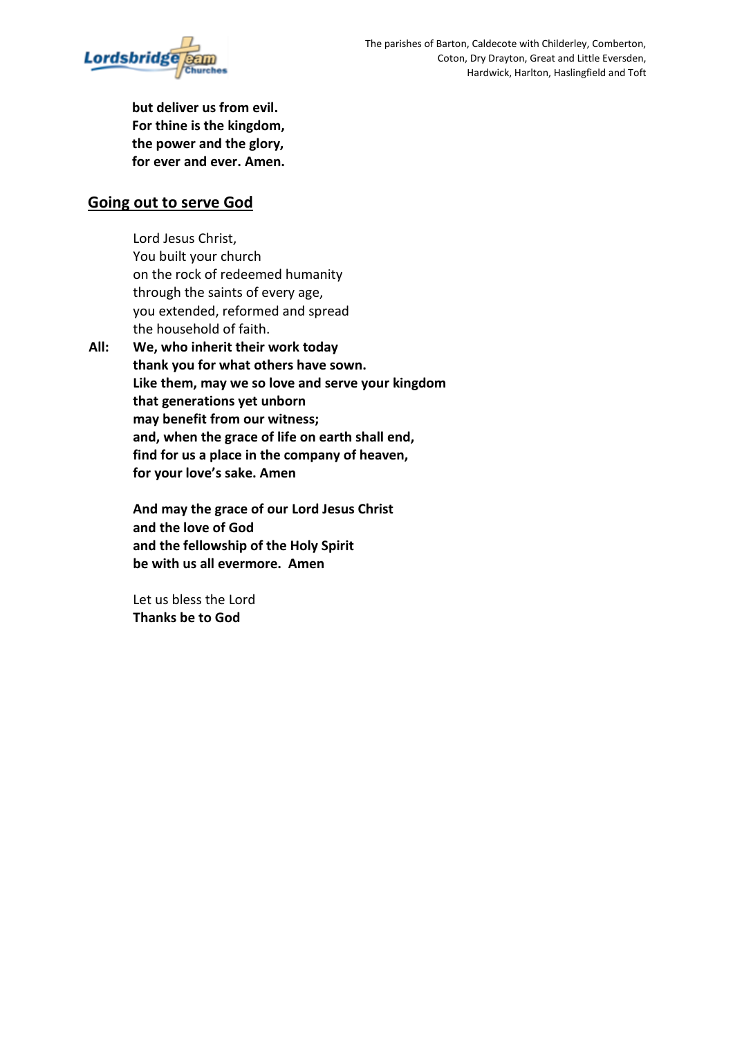**but deliver us from evil.**
**For thine is the kingdom,**
**the power and the glory,**
**for ever and ever. Amen.**

## Going out to serve God

Lord Jesus Christ,
You built your church
on the rock of redeemed humanity
through the saints of every age,
you extended, reformed and spread
the household of faith.

**All: We, who inherit their work today**
**thank you for what others have sown.**
**Like them, may we so love and serve your kingdom**
**that generations yet unborn**
**may benefit from our witness;**
**and, when the grace of life on earth shall end,**
**find for us a place in the company of heaven,**
**for your love's sake. Amen**

**And may the grace of our Lord Jesus Christ**
**and the love of God**
**and the fellowship of the Holy Spirit**
**be with us all evermore. Amen**

Let us bless the Lord
**Thanks be to God**